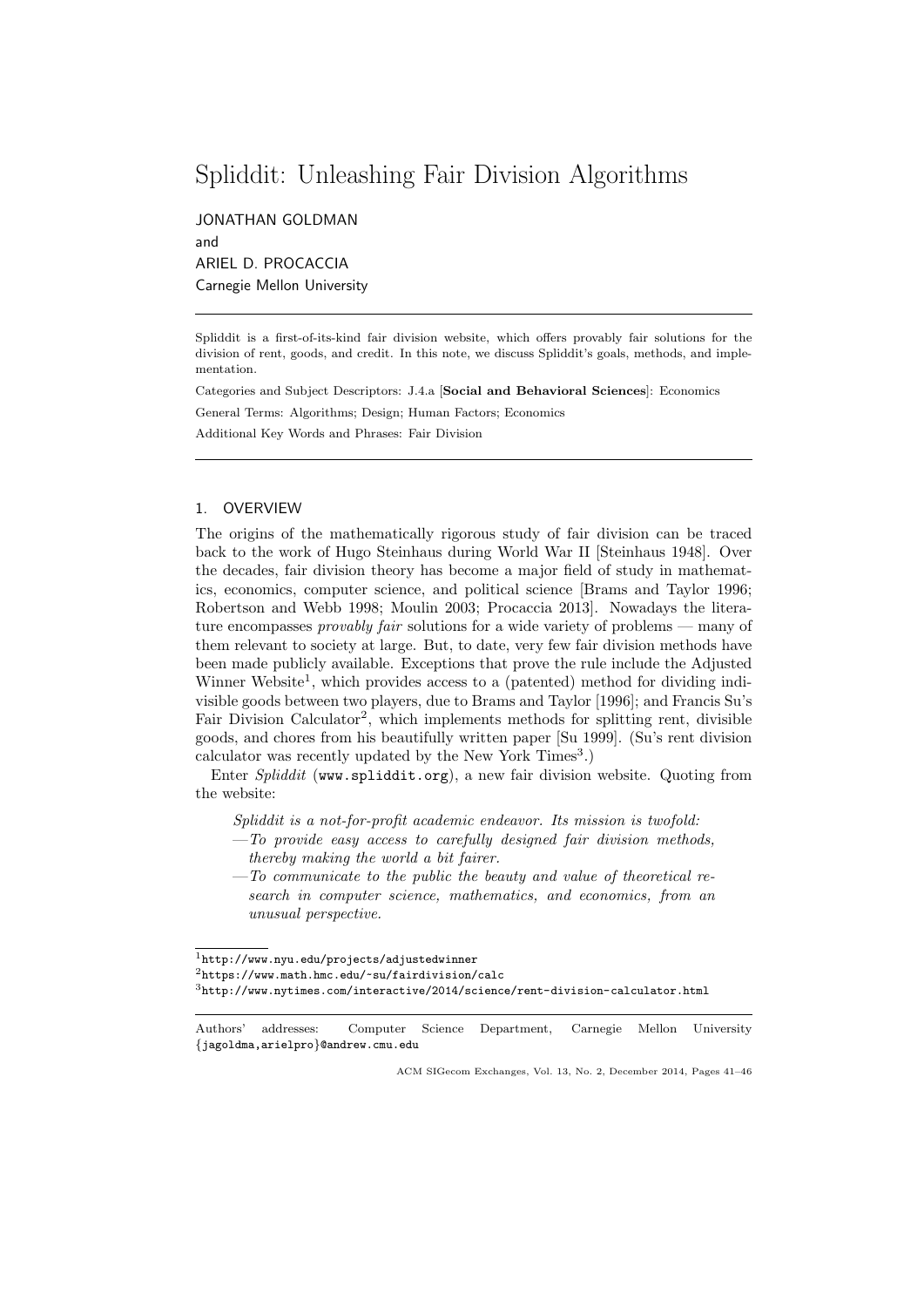# Spliddit: Unleashing Fair Division Algorithms

JONATHAN GOLDMAN

and

ARIEL D. PROCACCIA

Carnegie Mellon University

---

Spliddit is a first-of-its-kind fair division website, which offers provably fair solutions for the division of rent, goods, and credit. In this note, we discuss Spliddit's goals, methods, and implementation.

Categories and Subject Descriptors: J.4.a [**Social and Behavioral Sciences**]: Economics

General Terms: Algorithms; Design; Human Factors; Economics

Additional Key Words and Phrases: Fair Division

---

## 1. OVERVIEW

The origins of the mathematically rigorous study of fair division can be traced back to the work of Hugo Steinhaus during World War II [Steinhaus 1948]. Over the decades, fair division theory has become a major field of study in mathematics, economics, computer science, and political science [Brams and Taylor 1996; Robertson and Webb 1998; Moulin 2003; Procaccia 2013]. Nowadays the literature encompasses *provably fair* solutions for a wide variety of problems — many of them relevant to society at large. But, to date, very few fair division methods have been made publicly available. Exceptions that prove the rule include the Adjusted Winner Website[1], which provides access to a (patented) method for dividing indivisible goods between two players, due to Brams and Taylor [1996]; and Francis Su's Fair Division Calculator[2], which implements methods for splitting rent, divisible goods, and chores from his beautifully written paper [Su 1999]. (Su's rent division calculator was recently updated by the New York Times[3].)

Enter *Spliddit* (`www.spliddit.org`), a new fair division website. Quoting from the website:

> *Spliddit is a not-for-profit academic endeavor. Its mission is twofold:*
> *—To provide easy access to carefully designed fair division methods, thereby making the world a bit fairer.*
> *—To communicate to the public the beauty and value of theoretical research in computer science, mathematics, and economics, from an unusual perspective.*

---

[1] `http://www.nyu.edu/projects/adjustedwinner`

[2] `https://www.math.hmc.edu/~su/fairdivision/calc`

[3] `http://www.nytimes.com/interactive/2014/science/rent-division-calculator.html`

Authors' addresses: Computer Science Department, Carnegie Mellon University `{jagoldma,arielpro}@andrew.cmu.edu`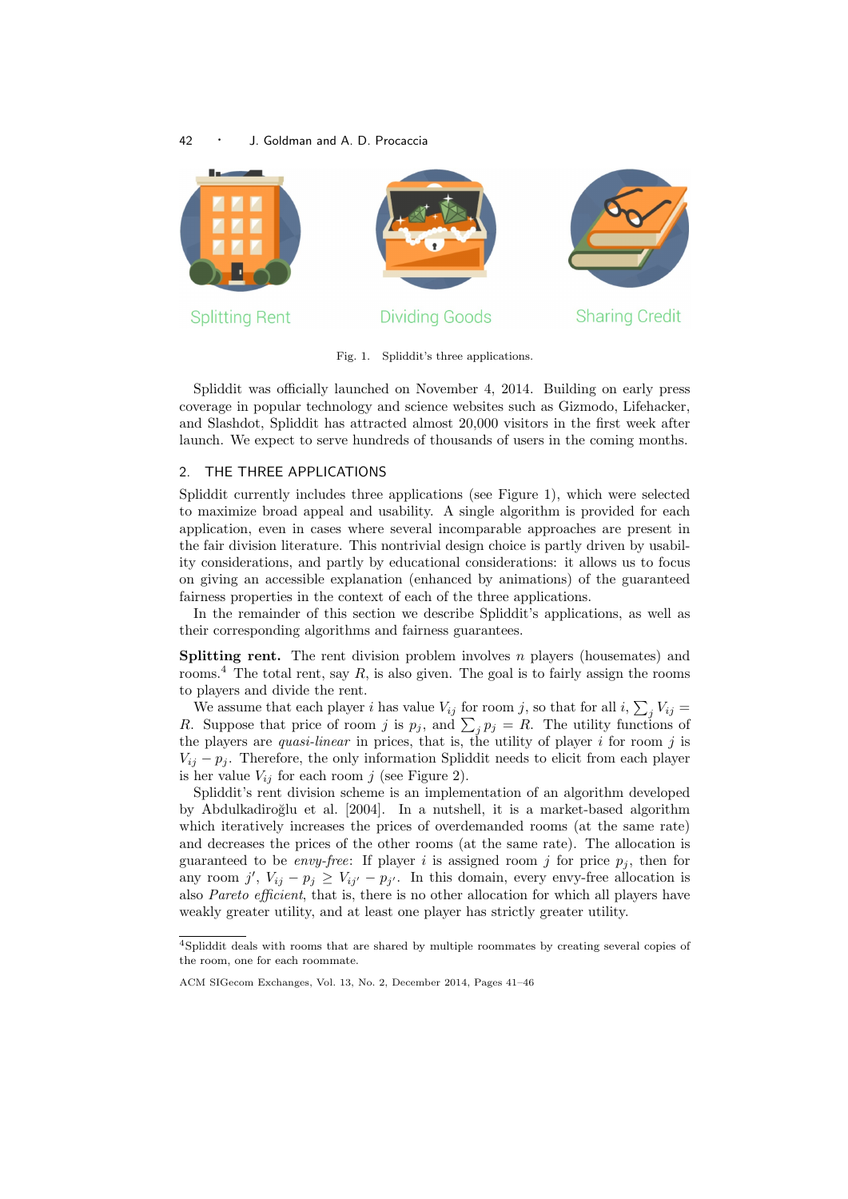Splitting Rent

Dividing Goods

Sharing Credit

Fig. 1. Spliddit's three applications.

Spliddit was officially launched on November 4, 2014. Building on early press coverage in popular technology and science websites such as Gizmodo, Lifehacker, and Slashdot, Spliddit has attracted almost 20,000 visitors in the first week after launch. We expect to serve hundreds of thousands of users in the coming months.

## 2. THE THREE APPLICATIONS

Spliddit currently includes three applications (see Figure 1), which were selected to maximize broad appeal and usability. A single algorithm is provided for each application, even in cases where several incomparable approaches are present in the fair division literature. This nontrivial design choice is partly driven by usability considerations, and partly by educational considerations: it allows us to focus on giving an accessible explanation (enhanced by animations) of the guaranteed fairness properties in the context of each of the three applications.

In the remainder of this section we describe Spliddit's applications, as well as their corresponding algorithms and fairness guarantees.

**Splitting rent.** The rent division problem involves $n$ players (housemates) and rooms.[4] The total rent, say $R$, is also given. The goal is to fairly assign the rooms to players and divide the rent.

We assume that each player $i$ has value $V_{ij}$ for room $j$, so that for all $i$, $\sum_j V_{ij} = R$. Suppose that price of room $j$ is $p_j$, and $\sum_j p_j = R$. The utility functions of the players are *quasi-linear* in prices, that is, the utility of player $i$ for room $j$ is $V_{ij} - p_j$. Therefore, the only information Spliddit needs to elicit from each player is her value $V_{ij}$ for each room $j$ (see Figure 2).

Spliddit's rent division scheme is an implementation of an algorithm developed by Abdulkadiroğlu et al. [2004]. In a nutshell, it is a market-based algorithm which iteratively increases the prices of overdemanded rooms (at the same rate) and decreases the prices of the other rooms (at the same rate). The allocation is guaranteed to be *envy-free*: If player $i$ is assigned room $j$ for price $p_j$, then for any room $j'$, $V_{ij} - p_j \geq V_{ij'} - p_{j'}$. In this domain, every envy-free allocation is also *Pareto efficient*, that is, there is no other allocation for which all players have weakly greater utility, and at least one player has strictly greater utility.

[4] Spliddit deals with rooms that are shared by multiple roommates by creating several copies of the room, one for each roommate.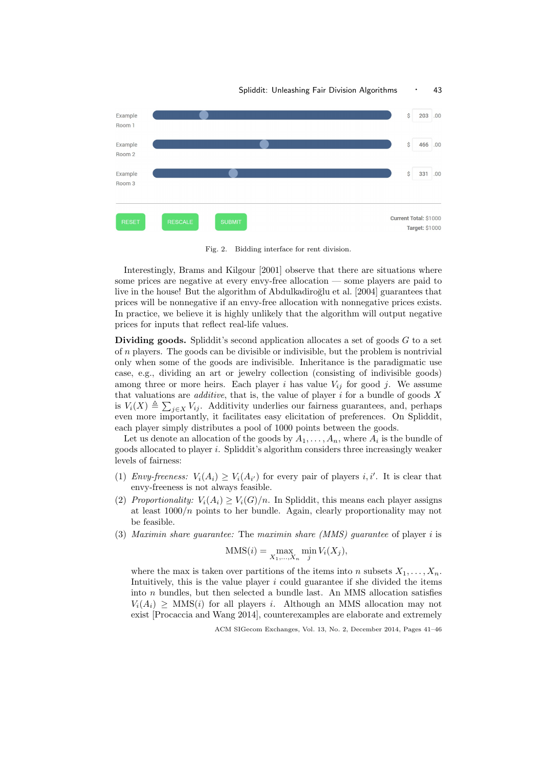Example Room 1 $ 203 .00

Example Room 2 $ 466 .00

Example Room 3 $ 331 .00

RESET RESCALE SUBMIT

**Current Total:** $1000
**Target:** $1000

Fig. 2. Bidding interface for rent division.

Interestingly, Brams and Kilgour [2001] observe that there are situations where some prices are negative at every envy-free allocation — some players are paid to live in the house! But the algorithm of Abdulkadiroğlu et al. [2004] guarantees that prices will be nonnegative if an envy-free allocation with nonnegative prices exists. In practice, we believe it is highly unlikely that the algorithm will output negative prices for inputs that reflect real-life values.

**Dividing goods.** Spliddit's second application allocates a set of goods $G$ to a set of $n$ players. The goods can be divisible or indivisible, but the problem is nontrivial only when some of the goods are indivisible. Inheritance is the paradigmatic use case, e.g., dividing an art or jewelry collection (consisting of indivisible goods) among three or more heirs. Each player $i$ has value $V_{ij}$ for good $j$. We assume that valuations are *additive*, that is, the value of player $i$ for a bundle of goods $X$ is $V_i(X) \triangleq \sum_{j \in X} V_{ij}$. Additivity underlies our fairness guarantees, and, perhaps even more importantly, it facilitates easy elicitation of preferences. On Spliddit, each player simply distributes a pool of 1000 points between the goods.

Let us denote an allocation of the goods by $A_1, \ldots, A_n$, where $A_i$ is the bundle of goods allocated to player $i$. Spliddit's algorithm considers three increasingly weaker levels of fairness:

(1) *Envy-freeness:* $V_i(A_i) \geq V_i(A_{i'})$ for every pair of players $i, i'$. It is clear that envy-freeness is not always feasible.

(2) *Proportionality:* $V_i(A_i) \geq V_i(G)/n$. In Spliddit, this means each player assigns at least $1000/n$ points to her bundle. Again, clearly proportionality may not be feasible.

(3) *Maximin share guarantee:* The *maximin share (MMS) guarantee* of player $i$ is

$$\text{MMS}(i) = \max_{X_1, \ldots, X_n} \min_j V_i(X_j),$$

where the max is taken over partitions of the items into $n$ subsets $X_1, \ldots, X_n$. Intuitively, this is the value player $i$ could guarantee if she divided the items into $n$ bundles, but then selected a bundle last. An MMS allocation satisfies $V_i(A_i) \geq \text{MMS}(i)$ for all players $i$. Although an MMS allocation may not exist [Procaccia and Wang 2014], counterexamples are elaborate and extremely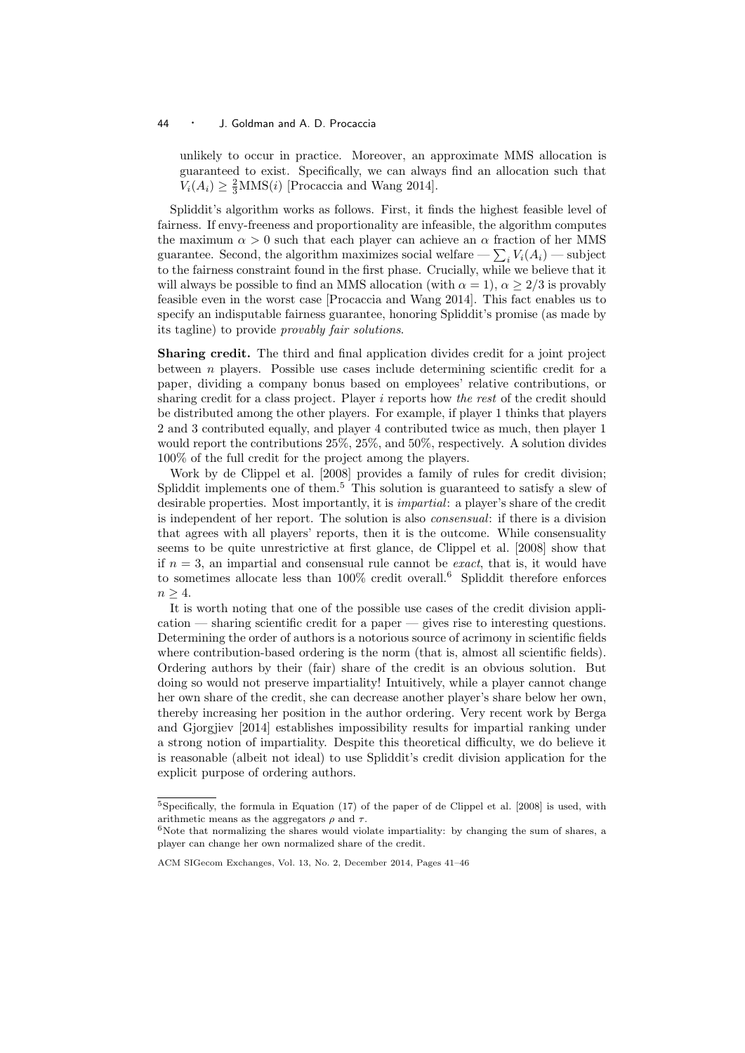unlikely to occur in practice. Moreover, an approximate MMS allocation is guaranteed to exist. Specifically, we can always find an allocation such that $V_i(A_i) \geq \frac{2}{3}\text{MMS}(i)$ [Procaccia and Wang 2014].

Spliddit's algorithm works as follows. First, it finds the highest feasible level of fairness. If envy-freeness and proportionality are infeasible, the algorithm computes the maximum $\alpha > 0$ such that each player can achieve an $\alpha$ fraction of her MMS guarantee. Second, the algorithm maximizes social welfare — $\sum_i V_i(A_i)$ — subject to the fairness constraint found in the first phase. Crucially, while we believe that it will always be possible to find an MMS allocation (with $\alpha = 1$), $\alpha \geq 2/3$ is provably feasible even in the worst case [Procaccia and Wang 2014]. This fact enables us to specify an indisputable fairness guarantee, honoring Spliddit's promise (as made by its tagline) to provide *provably fair solutions*.

**Sharing credit.** The third and final application divides credit for a joint project between $n$ players. Possible use cases include determining scientific credit for a paper, dividing a company bonus based on employees' relative contributions, or sharing credit for a class project. Player $i$ reports how *the rest* of the credit should be distributed among the other players. For example, if player 1 thinks that players 2 and 3 contributed equally, and player 4 contributed twice as much, then player 1 would report the contributions 25%, 25%, and 50%, respectively. A solution divides 100% of the full credit for the project among the players.

Work by de Clippel et al. [2008] provides a family of rules for credit division; Spliddit implements one of them.[5] This solution is guaranteed to satisfy a slew of desirable properties. Most importantly, it is *impartial*: a player's share of the credit is independent of her report. The solution is also *consensual*: if there is a division that agrees with all players' reports, then it is the outcome. While consensuality seems to be quite unrestrictive at first glance, de Clippel et al. [2008] show that if $n = 3$, an impartial and consensual rule cannot be *exact*, that is, it would have to sometimes allocate less than 100% credit overall.[6] Spliddit therefore enforces $n \geq 4$.

It is worth noting that one of the possible use cases of the credit division application — sharing scientific credit for a paper — gives rise to interesting questions. Determining the order of authors is a notorious source of acrimony in scientific fields where contribution-based ordering is the norm (that is, almost all scientific fields). Ordering authors by their (fair) share of the credit is an obvious solution. But doing so would not preserve impartiality! Intuitively, while a player cannot change her own share of the credit, she can decrease another player's share below her own, thereby increasing her position in the author ordering. Very recent work by Berga and Gjorgjiev [2014] establishes impossibility results for impartial ranking under a strong notion of impartiality. Despite this theoretical difficulty, we do believe it is reasonable (albeit not ideal) to use Spliddit's credit division application for the explicit purpose of ordering authors.

---

[5] Specifically, the formula in Equation (17) of the paper of de Clippel et al. [2008] is used, with arithmetic means as the aggregators $\rho$ and $\tau$.

[6] Note that normalizing the shares would violate impartiality: by changing the sum of shares, a player can change her own normalized share of the credit.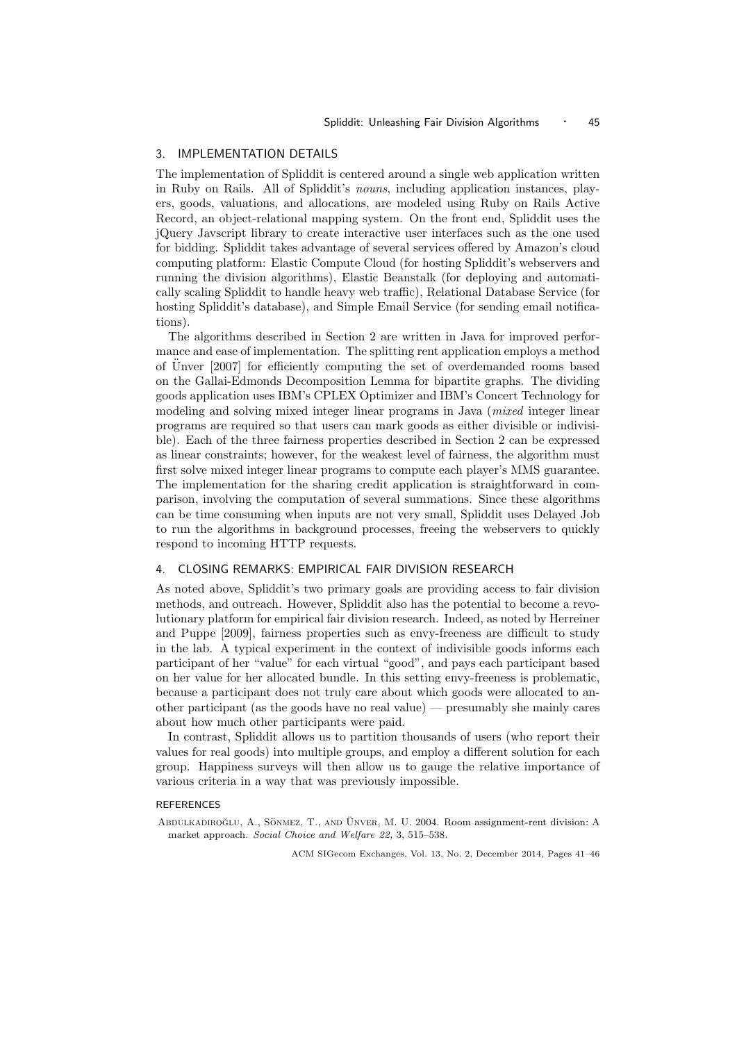## 3. IMPLEMENTATION DETAILS

The implementation of Spliddit is centered around a single web application written in Ruby on Rails. All of Spliddit's *nouns*, including application instances, players, goods, valuations, and allocations, are modeled using Ruby on Rails Active Record, an object-relational mapping system. On the front end, Spliddit uses the jQuery Javscript library to create interactive user interfaces such as the one used for bidding. Spliddit takes advantage of several services offered by Amazon's cloud computing platform: Elastic Compute Cloud (for hosting Spliddit's webservers and running the division algorithms), Elastic Beanstalk (for deploying and automatically scaling Spliddit to handle heavy web traffic), Relational Database Service (for hosting Spliddit's database), and Simple Email Service (for sending email notifications).

The algorithms described in Section 2 are written in Java for improved performance and ease of implementation. The splitting rent application employs a method of Ünver [2007] for efficiently computing the set of overdemanded rooms based on the Gallai-Edmonds Decomposition Lemma for bipartite graphs. The dividing goods application uses IBM's CPLEX Optimizer and IBM's Concert Technology for modeling and solving mixed integer linear programs in Java (*mixed* integer linear programs are required so that users can mark goods as either divisible or indivisible). Each of the three fairness properties described in Section 2 can be expressed as linear constraints; however, for the weakest level of fairness, the algorithm must first solve mixed integer linear programs to compute each player's MMS guarantee. The implementation for the sharing credit application is straightforward in comparison, involving the computation of several summations. Since these algorithms can be time consuming when inputs are not very small, Spliddit uses Delayed Job to run the algorithms in background processes, freeing the webservers to quickly respond to incoming HTTP requests.

## 4. CLOSING REMARKS: EMPIRICAL FAIR DIVISION RESEARCH

As noted above, Spliddit's two primary goals are providing access to fair division methods, and outreach. However, Spliddit also has the potential to become a revolutionary platform for empirical fair division research. Indeed, as noted by Herreiner and Puppe [2009], fairness properties such as envy-freeness are difficult to study in the lab. A typical experiment in the context of indivisible goods informs each participant of her "value" for each virtual "good", and pays each participant based on her value for her allocated bundle. In this setting envy-freeness is problematic, because a participant does not truly care about which goods were allocated to another participant (as the goods have no real value) — presumably she mainly cares about how much other participants were paid.

In contrast, Spliddit allows us to partition thousands of users (who report their values for real goods) into multiple groups, and employ a different solution for each group. Happiness surveys will then allow us to gauge the relative importance of various criteria in a way that was previously impossible.

### REFERENCES

Abdulkadiroğlu, A., Sönmez, T., and Ünver, M. U. 2004. Room assignment-rent division: A market approach. *Social Choice and Welfare 22,* 3, 515–538.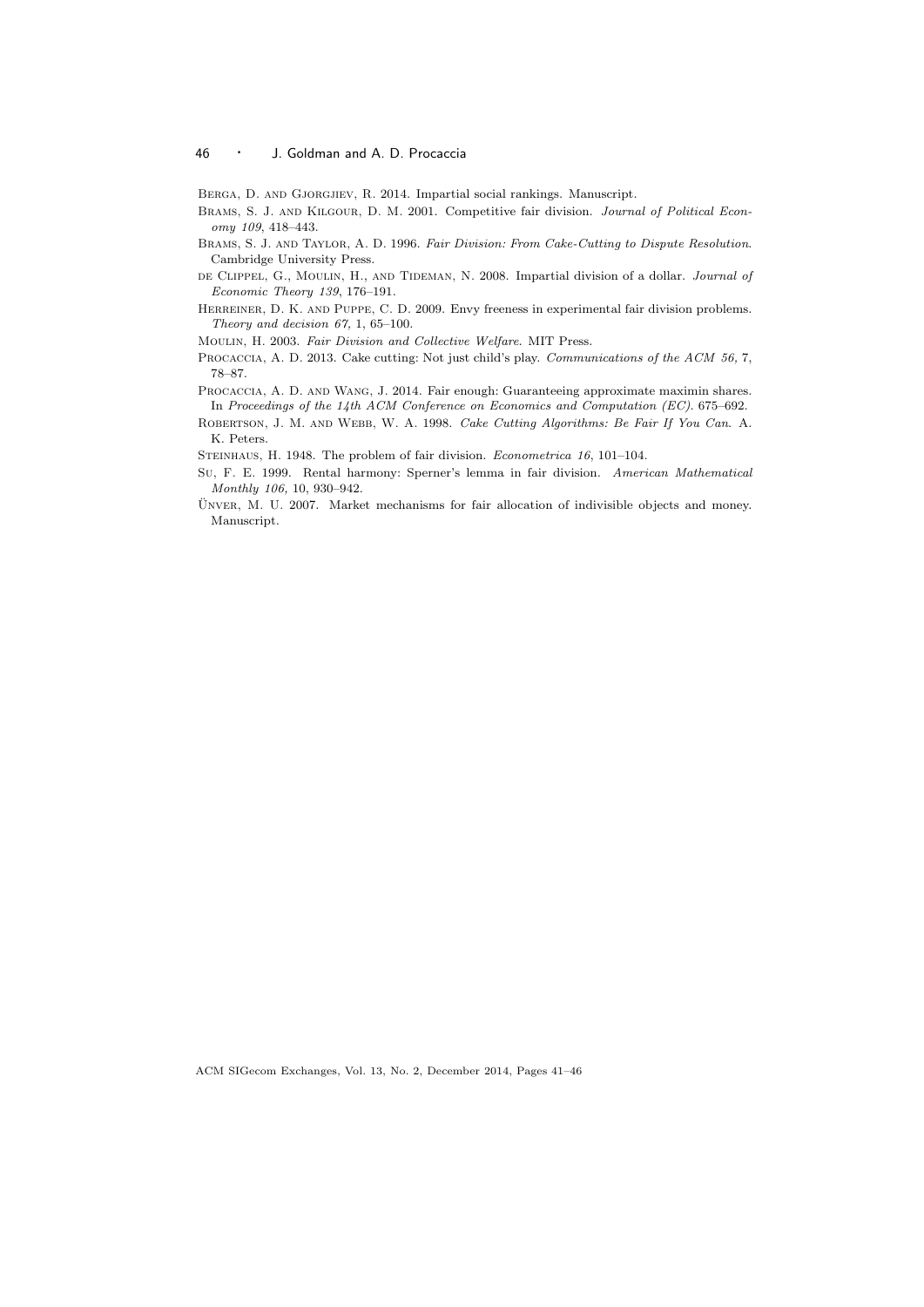Berga, D. and Gjorgjiev, R. 2014. Impartial social rankings. Manuscript.

Brams, S. J. and Kilgour, D. M. 2001. Competitive fair division. *Journal of Political Economy 109*, 418–443.

Brams, S. J. and Taylor, A. D. 1996. *Fair Division: From Cake-Cutting to Dispute Resolution*. Cambridge University Press.

de Clippel, G., Moulin, H., and Tideman, N. 2008. Impartial division of a dollar. *Journal of Economic Theory 139*, 176–191.

Herreiner, D. K. and Puppe, C. D. 2009. Envy freeness in experimental fair division problems. *Theory and decision 67,* 1, 65–100.

Moulin, H. 2003. *Fair Division and Collective Welfare*. MIT Press.

Procaccia, A. D. 2013. Cake cutting: Not just child's play. *Communications of the ACM 56,* 7, 78–87.

Procaccia, A. D. and Wang, J. 2014. Fair enough: Guaranteeing approximate maximin shares. In *Proceedings of the 14th ACM Conference on Economics and Computation (EC)*. 675–692.

Robertson, J. M. and Webb, W. A. 1998. *Cake Cutting Algorithms: Be Fair If You Can*. A. K. Peters.

Steinhaus, H. 1948. The problem of fair division. *Econometrica 16*, 101–104.

Su, F. E. 1999. Rental harmony: Sperner's lemma in fair division. *American Mathematical Monthly 106,* 10, 930–942.

Ünver, M. U. 2007. Market mechanisms for fair allocation of indivisible objects and money. Manuscript.